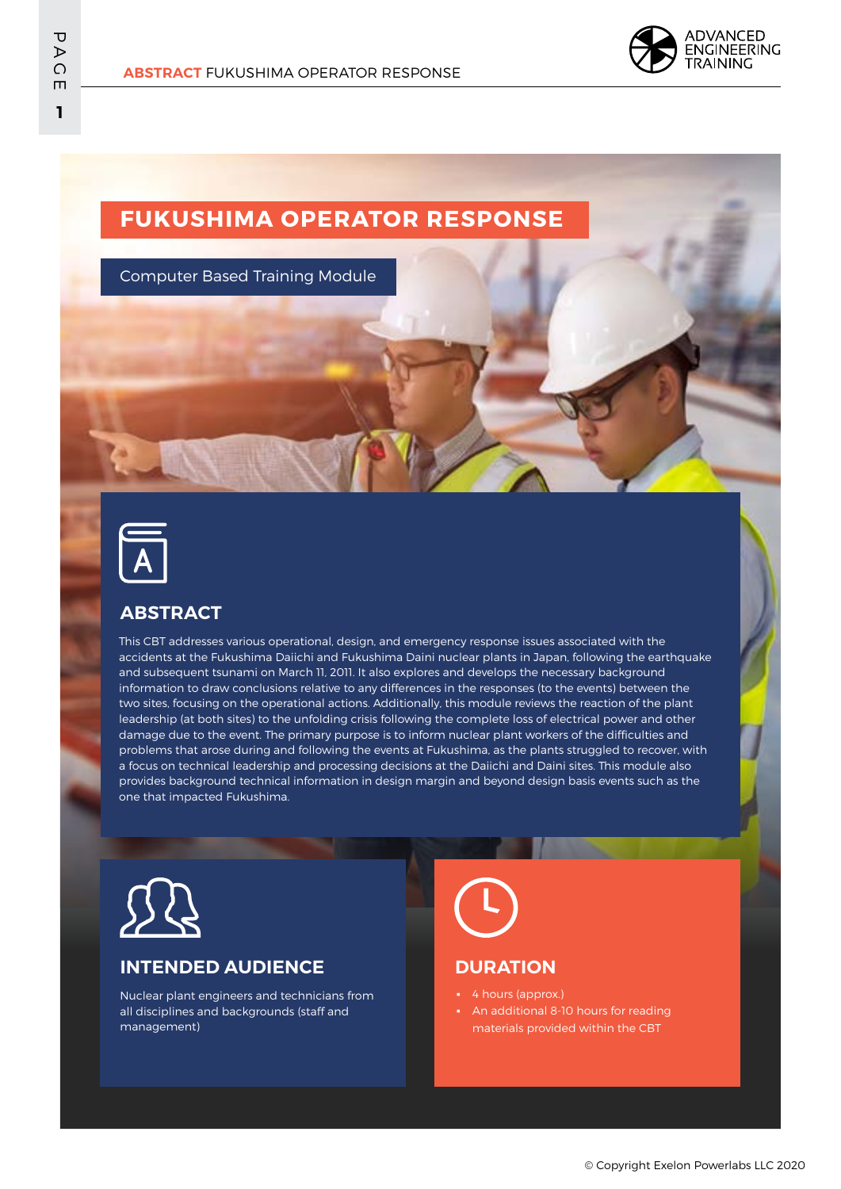# FUKUSHIMA OPERATOR RESPONSE

Computer Based Training Module

## ABSTRACT

This CBT addresses various operational, design, and emergency response issues associated with the accidents at the Fukushima Daiichi and Fukushima Daini nuclear plants in Japan, following the earthquake and subsequent tsunami on March 11, 2011. It also explores and develops the necessary background information to draw conclusions relative to any differences in the responses (to the events) between the two sites, focusing on the operational actions. Additionally, this module reviews the reaction of the plant leadership (at both sites) to the unfolding crisis following the complete loss of electrical power and other damage due to the event. The primary purpose is to inform nuclear plant workers of the difficulties and problems that arose during and following the events at Fukushima, as the plants struggled to recover, with a focus on technical leadership and processing decisions at the Daiichi and Daini sites. This module also provides background technical information in design margin and beyond design basis events such as the one that impacted Fukushima.

## INTENDED AUDIENCE

Nuclear plant engineers and technicians from all disciplines and backgrounds (staff and management)

## DURATION

- 4 hours (approx.)
- An additional 8-10 hours for reading materials provided within the CBT

© Copyright Exelon Powerlabs LLC 2020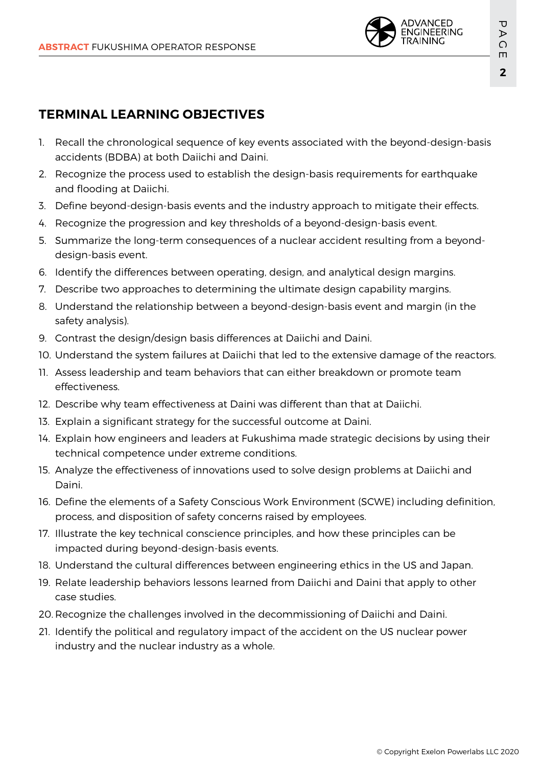## TERMINAL LEARNING OBJECTIVES

1. Recall the chronological sequence of key events associated with the beyond-design-basis accidents (BDBA) at both Daiichi and Daini.
2. Recognize the process used to establish the design-basis requirements for earthquake and flooding at Daiichi.
3. Define beyond-design-basis events and the industry approach to mitigate their effects.
4. Recognize the progression and key thresholds of a beyond-design-basis event.
5. Summarize the long-term consequences of a nuclear accident resulting from a beyond-design-basis event.
6. Identify the differences between operating, design, and analytical design margins.
7. Describe two approaches to determining the ultimate design capability margins.
8. Understand the relationship between a beyond-design-basis event and margin (in the safety analysis).
9. Contrast the design/design basis differences at Daiichi and Daini.
10. Understand the system failures at Daiichi that led to the extensive damage of the reactors.
11. Assess leadership and team behaviors that can either breakdown or promote team effectiveness.
12. Describe why team effectiveness at Daini was different than that at Daiichi.
13. Explain a significant strategy for the successful outcome at Daini.
14. Explain how engineers and leaders at Fukushima made strategic decisions by using their technical competence under extreme conditions.
15. Analyze the effectiveness of innovations used to solve design problems at Daiichi and Daini.
16. Define the elements of a Safety Conscious Work Environment (SCWE) including definition, process, and disposition of safety concerns raised by employees.
17. Illustrate the key technical conscience principles, and how these principles can be impacted during beyond-design-basis events.
18. Understand the cultural differences between engineering ethics in the US and Japan.
19. Relate leadership behaviors lessons learned from Daiichi and Daini that apply to other case studies.
20. Recognize the challenges involved in the decommissioning of Daiichi and Daini.
21. Identify the political and regulatory impact of the accident on the US nuclear power industry and the nuclear industry as a whole.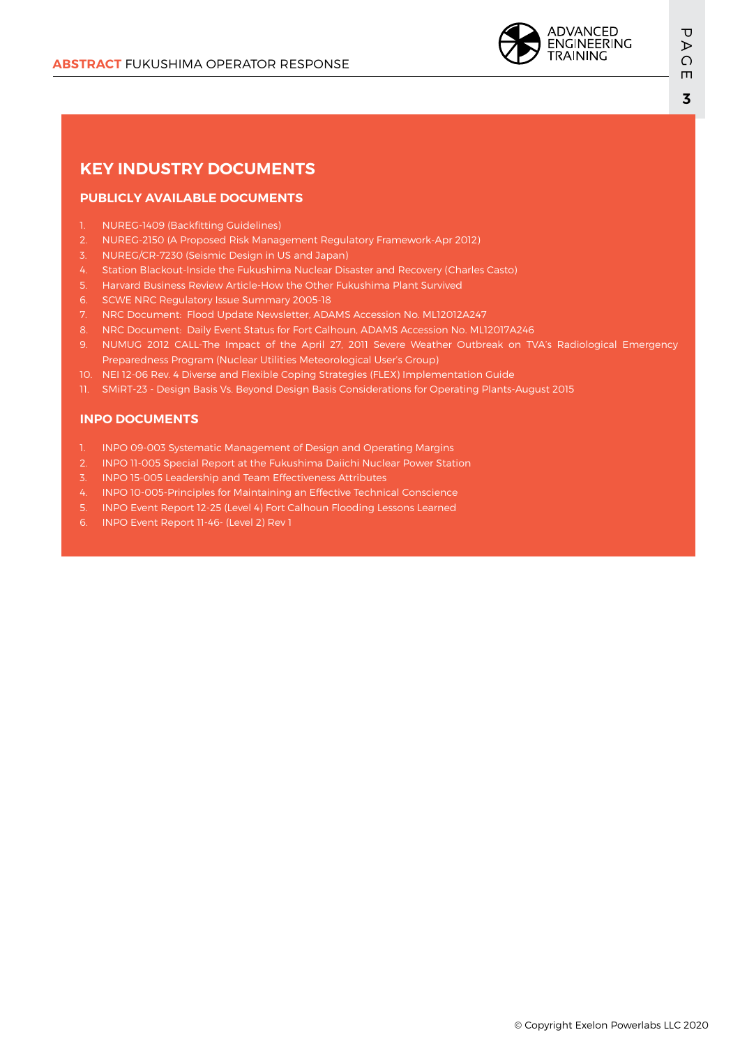## KEY INDUSTRY DOCUMENTS

### PUBLICLY AVAILABLE DOCUMENTS

1. NUREG-1409 (Backfitting Guidelines)
2. NUREG-2150 (A Proposed Risk Management Regulatory Framework-Apr 2012)
3. NUREG/CR-7230 (Seismic Design in US and Japan)
4. Station Blackout-Inside the Fukushima Nuclear Disaster and Recovery (Charles Casto)
5. Harvard Business Review Article-How the Other Fukushima Plant Survived
6. SCWE NRC Regulatory Issue Summary 2005-18
7. NRC Document: Flood Update Newsletter, ADAMS Accession No. ML12012A247
8. NRC Document: Daily Event Status for Fort Calhoun, ADAMS Accession No. ML12017A246
9. NUMUG 2012 CALL-The Impact of the April 27, 2011 Severe Weather Outbreak on TVA's Radiological Emergency Preparedness Program (Nuclear Utilities Meteorological User's Group)
10. NEI 12-06 Rev. 4 Diverse and Flexible Coping Strategies (FLEX) Implementation Guide
11. SMiRT-23 - Design Basis Vs. Beyond Design Basis Considerations for Operating Plants-August 2015

### INPO DOCUMENTS

1. INPO 09-003 Systematic Management of Design and Operating Margins
2. INPO 11-005 Special Report at the Fukushima Daiichi Nuclear Power Station
3. INPO 15-005 Leadership and Team Effectiveness Attributes
4. INPO 10-005-Principles for Maintaining an Effective Technical Conscience
5. INPO Event Report 12-25 (Level 4) Fort Calhoun Flooding Lessons Learned
6. INPO Event Report 11-46- (Level 2) Rev 1

© Copyright Exelon Powerlabs LLC 2020